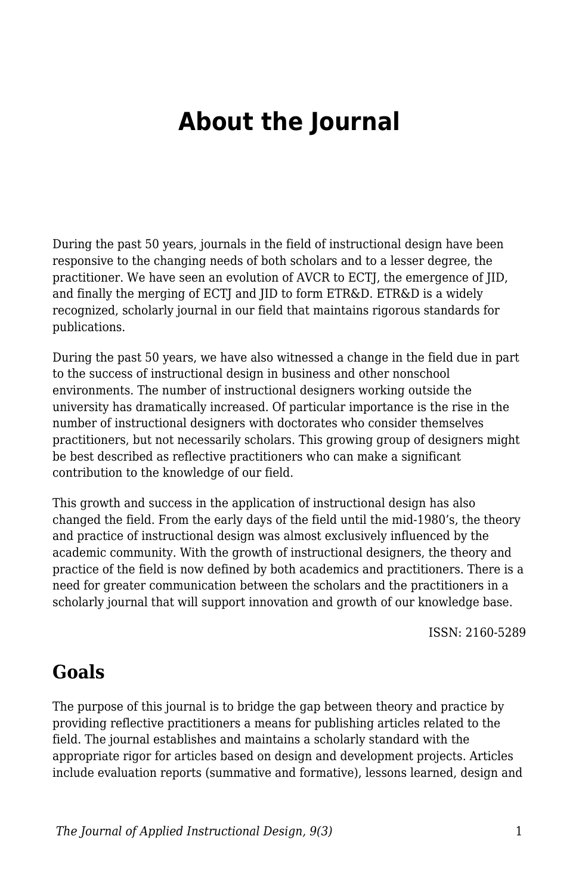# About the Journal

During the past 50 years, journals in the field of instructional design have been responsive to the changing needs of both scholars and to a lesser degree, the practitioner. We have seen an evolution of AVCR to ECTJ, the emergence of JID, and finally the merging of ECTJ and JID to form ETR&D. ETR&D is a widely recognized, scholarly journal in our field that maintains rigorous standards for publications.

During the past 50 years, we have also witnessed a change in the field due in part to the success of instructional design in business and other nonschool environments. The number of instructional designers working outside the university has dramatically increased. Of particular importance is the rise in the number of instructional designers with doctorates who consider themselves practitioners, but not necessarily scholars. This growing group of designers might be best described as reflective practitioners who can make a significant contribution to the knowledge of our field.

This growth and success in the application of instructional design has also changed the field. From the early days of the field until the mid-1980's, the theory and practice of instructional design was almost exclusively influenced by the academic community. With the growth of instructional designers, the theory and practice of the field is now defined by both academics and practitioners. There is a need for greater communication between the scholars and the practitioners in a scholarly journal that will support innovation and growth of our knowledge base.

ISSN: 2160-5289

## Goals

The purpose of this journal is to bridge the gap between theory and practice by providing reflective practitioners a means for publishing articles related to the field. The journal establishes and maintains a scholarly standard with the appropriate rigor for articles based on design and development projects. Articles include evaluation reports (summative and formative), lessons learned, design and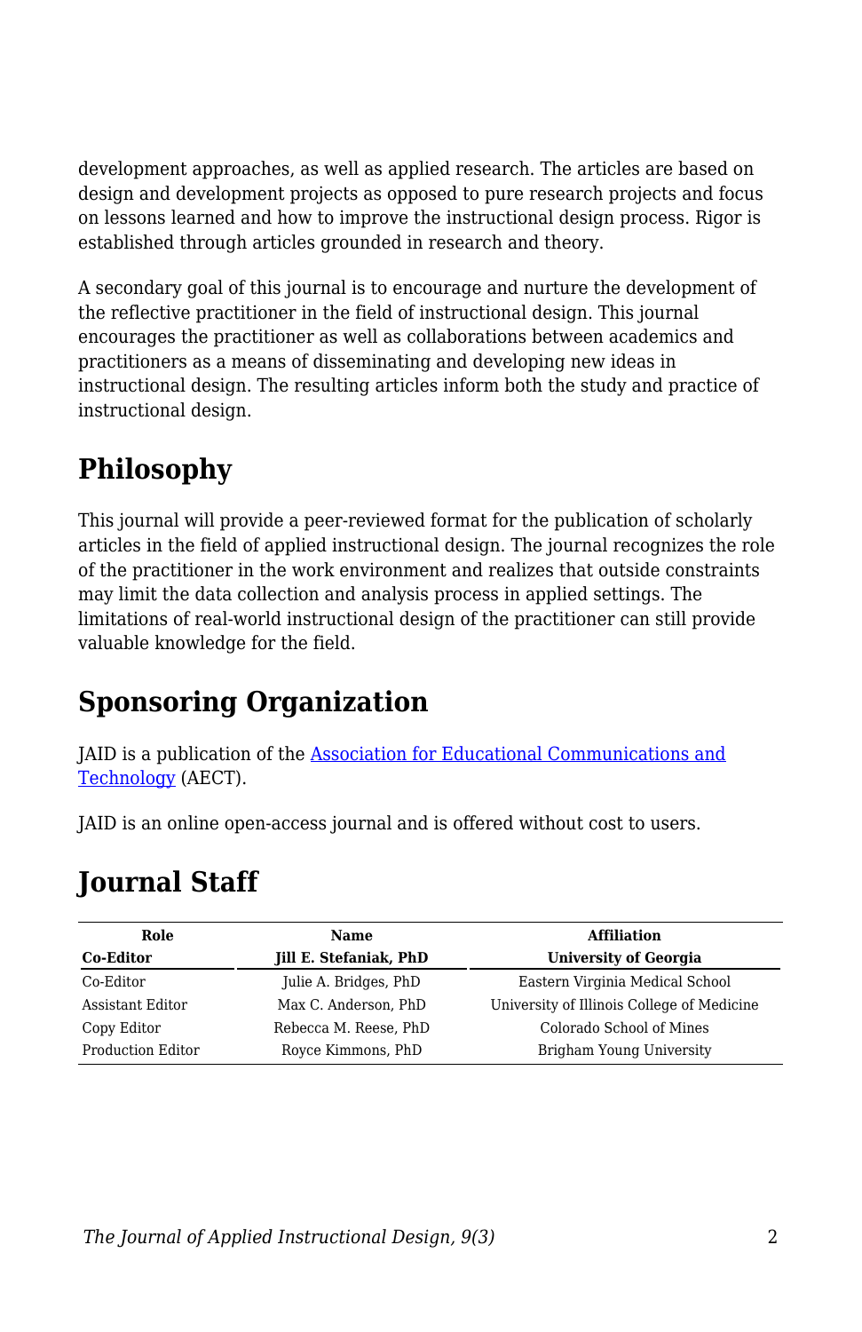development approaches, as well as applied research. The articles are based on design and development projects as opposed to pure research projects and focus on lessons learned and how to improve the instructional design process. Rigor is established through articles grounded in research and theory.

A secondary goal of this journal is to encourage and nurture the development of the reflective practitioner in the field of instructional design. This journal encourages the practitioner as well as collaborations between academics and practitioners as a means of disseminating and developing new ideas in instructional design. The resulting articles inform both the study and practice of instructional design.

## Philosophy

This journal will provide a peer-reviewed format for the publication of scholarly articles in the field of applied instructional design. The journal recognizes the role of the practitioner in the work environment and realizes that outside constraints may limit the data collection and analysis process in applied settings. The limitations of real-world instructional design of the practitioner can still provide valuable knowledge for the field.

## Sponsoring Organization

JAID is a publication of the [Association for Educational Communications and Technology](#) (AECT).

JAID is an online open-access journal and is offered without cost to users.

## Journal Staff

| Role | Name | Affiliation |
|---|---|---|
| **Co-Editor** | **Jill E. Stefaniak, PhD** | **University of Georgia** |
| Co-Editor | Julie A. Bridges, PhD | Eastern Virginia Medical School |
| Assistant Editor | Max C. Anderson, PhD | University of Illinois College of Medicine |
| Copy Editor | Rebecca M. Reese, PhD | Colorado School of Mines |
| Production Editor | Royce Kimmons, PhD | Brigham Young University |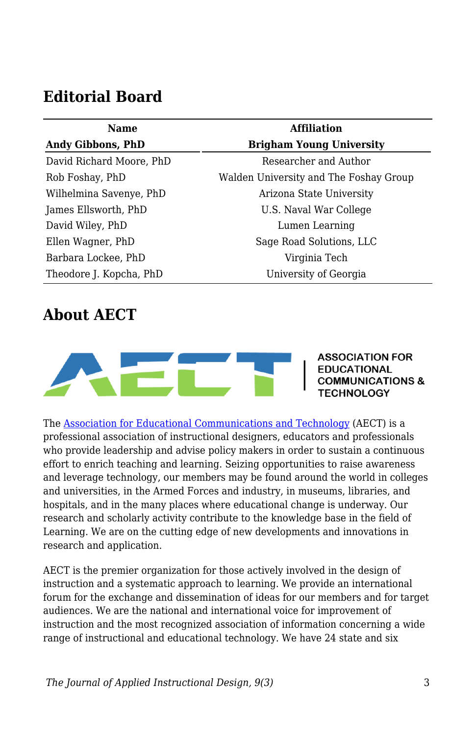## Editorial Board

| Name | Affiliation |
| --- | --- |
| **Andy Gibbons, PhD** | **Brigham Young University** |
| David Richard Moore, PhD | Researcher and Author |
| Rob Foshay, PhD | Walden University and The Foshay Group |
| Wilhelmina Savenye, PhD | Arizona State University |
| James Ellsworth, PhD | U.S. Naval War College |
| David Wiley, PhD | Lumen Learning |
| Ellen Wagner, PhD | Sage Road Solutions, LLC |
| Barbara Lockee, PhD | Virginia Tech |
| Theodore J. Kopcha, PhD | University of Georgia |

## About AECT

AECT | ASSOCIATION FOR EDUCATIONAL COMMUNICATIONS & TECHNOLOGY

The Association for Educational Communications and Technology (AECT) is a professional association of instructional designers, educators and professionals who provide leadership and advise policy makers in order to sustain a continuous effort to enrich teaching and learning. Seizing opportunities to raise awareness and leverage technology, our members may be found around the world in colleges and universities, in the Armed Forces and industry, in museums, libraries, and hospitals, and in the many places where educational change is underway. Our research and scholarly activity contribute to the knowledge base in the field of Learning. We are on the cutting edge of new developments and innovations in research and application.

AECT is the premier organization for those actively involved in the design of instruction and a systematic approach to learning. We provide an international forum for the exchange and dissemination of ideas for our members and for target audiences. We are the national and international voice for improvement of instruction and the most recognized association of information concerning a wide range of instructional and educational technology. We have 24 state and six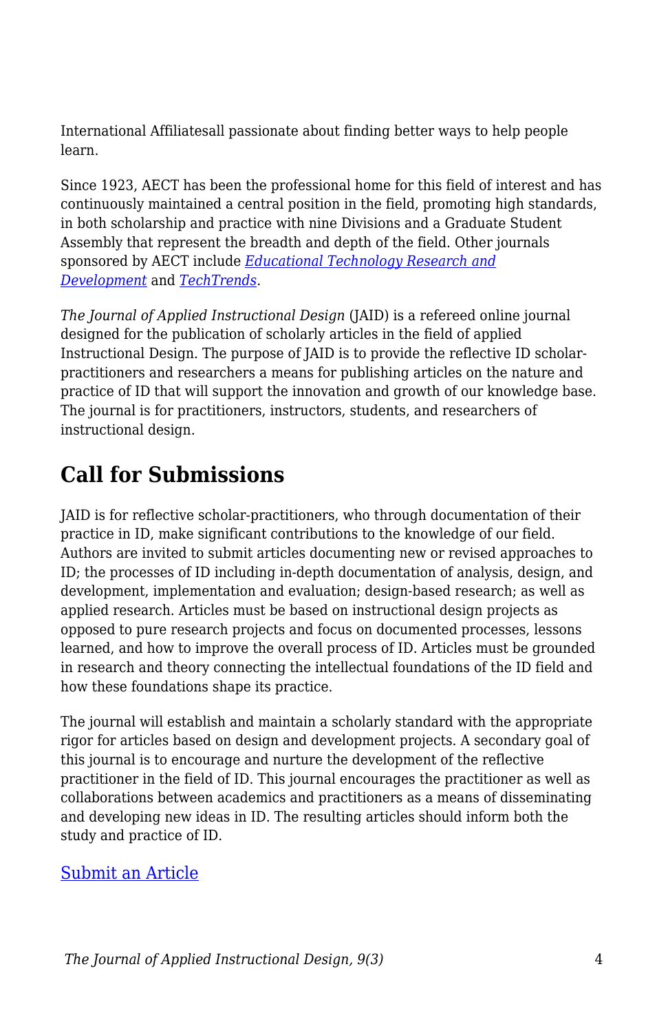International Affiliatesall passionate about finding better ways to help people learn.

Since 1923, AECT has been the professional home for this field of interest and has continuously maintained a central position in the field, promoting high standards, in both scholarship and practice with nine Divisions and a Graduate Student Assembly that represent the breadth and depth of the field. Other journals sponsored by AECT include *Educational Technology Research and Development* and *TechTrends*.

*The Journal of Applied Instructional Design* (JAID) is a refereed online journal designed for the publication of scholarly articles in the field of applied Instructional Design. The purpose of JAID is to provide the reflective ID scholar-practitioners and researchers a means for publishing articles on the nature and practice of ID that will support the innovation and growth of our knowledge base. The journal is for practitioners, instructors, students, and researchers of instructional design.

## Call for Submissions

JAID is for reflective scholar-practitioners, who through documentation of their practice in ID, make significant contributions to the knowledge of our field. Authors are invited to submit articles documenting new or revised approaches to ID; the processes of ID including in-depth documentation of analysis, design, and development, implementation and evaluation; design-based research; as well as applied research. Articles must be based on instructional design projects as opposed to pure research projects and focus on documented processes, lessons learned, and how to improve the overall process of ID. Articles must be grounded in research and theory connecting the intellectual foundations of the ID field and how these foundations shape its practice.

The journal will establish and maintain a scholarly standard with the appropriate rigor for articles based on design and development projects. A secondary goal of this journal is to encourage and nurture the development of the reflective practitioner in the field of ID. This journal encourages the practitioner as well as collaborations between academics and practitioners as a means of disseminating and developing new ideas in ID. The resulting articles should inform both the study and practice of ID.

Submit an Article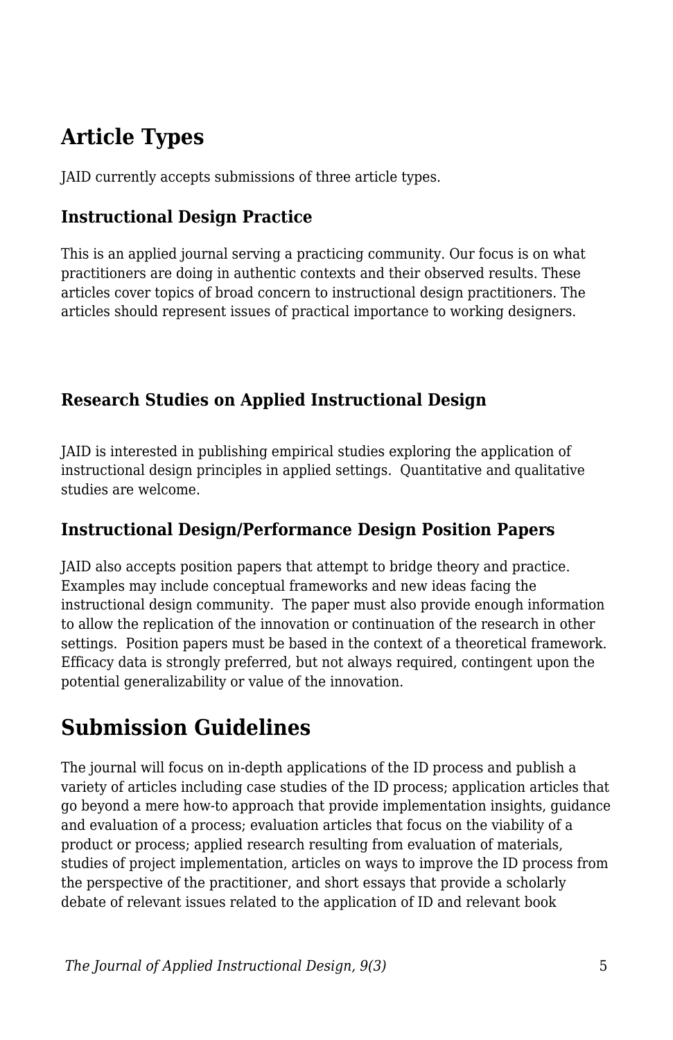## Article Types

JAID currently accepts submissions of three article types.

### Instructional Design Practice

This is an applied journal serving a practicing community. Our focus is on what practitioners are doing in authentic contexts and their observed results. These articles cover topics of broad concern to instructional design practitioners. The articles should represent issues of practical importance to working designers.

### Research Studies on Applied Instructional Design

JAID is interested in publishing empirical studies exploring the application of instructional design principles in applied settings. Quantitative and qualitative studies are welcome.

### Instructional Design/Performance Design Position Papers

JAID also accepts position papers that attempt to bridge theory and practice. Examples may include conceptual frameworks and new ideas facing the instructional design community. The paper must also provide enough information to allow the replication of the innovation or continuation of the research in other settings. Position papers must be based in the context of a theoretical framework. Efficacy data is strongly preferred, but not always required, contingent upon the potential generalizability or value of the innovation.

## Submission Guidelines

The journal will focus on in-depth applications of the ID process and publish a variety of articles including case studies of the ID process; application articles that go beyond a mere how-to approach that provide implementation insights, guidance and evaluation of a process; evaluation articles that focus on the viability of a product or process; applied research resulting from evaluation of materials, studies of project implementation, articles on ways to improve the ID process from the perspective of the practitioner, and short essays that provide a scholarly debate of relevant issues related to the application of ID and relevant book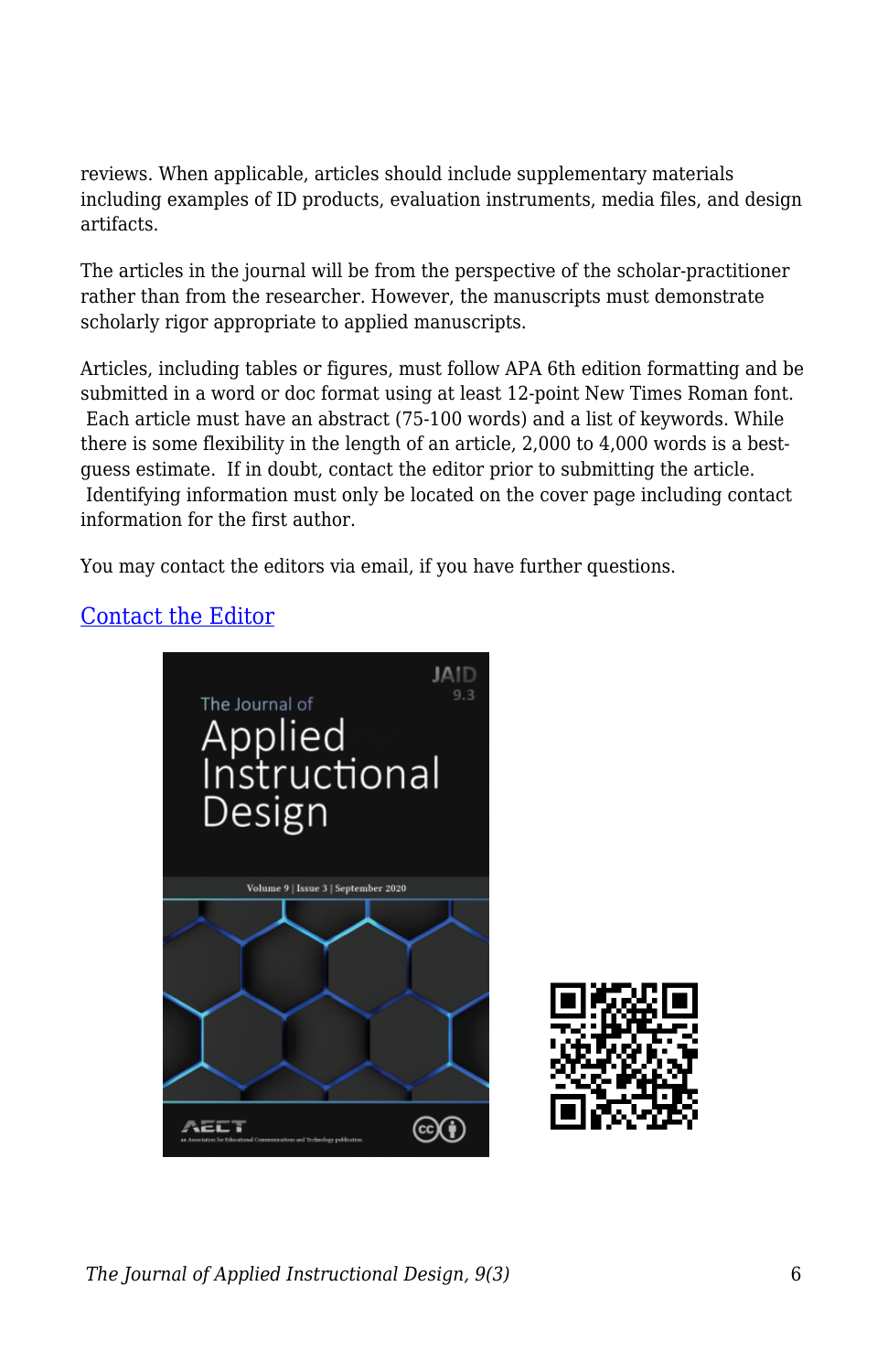reviews. When applicable, articles should include supplementary materials including examples of ID products, evaluation instruments, media files, and design artifacts.

The articles in the journal will be from the perspective of the scholar-practitioner rather than from the researcher. However, the manuscripts must demonstrate scholarly rigor appropriate to applied manuscripts.

Articles, including tables or figures, must follow APA 6th edition formatting and be submitted in a word or doc format using at least 12-point New Times Roman font. Each article must have an abstract (75-100 words) and a list of keywords. While there is some flexibility in the length of an article, 2,000 to 4,000 words is a best-guess estimate. If in doubt, contact the editor prior to submitting the article. Identifying information must only be located on the cover page including contact information for the first author.

You may contact the editors via email, if you have further questions.

Contact the Editor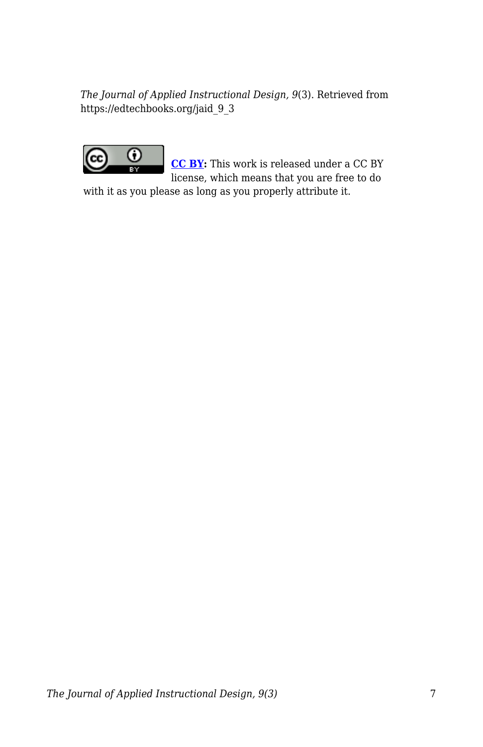*The Journal of Applied Instructional Design, 9*(3). Retrieved from https://edtechbooks.org/jaid_9_3

**CC BY:** This work is released under a CC BY license, which means that you are free to do with it as you please as long as you properly attribute it.